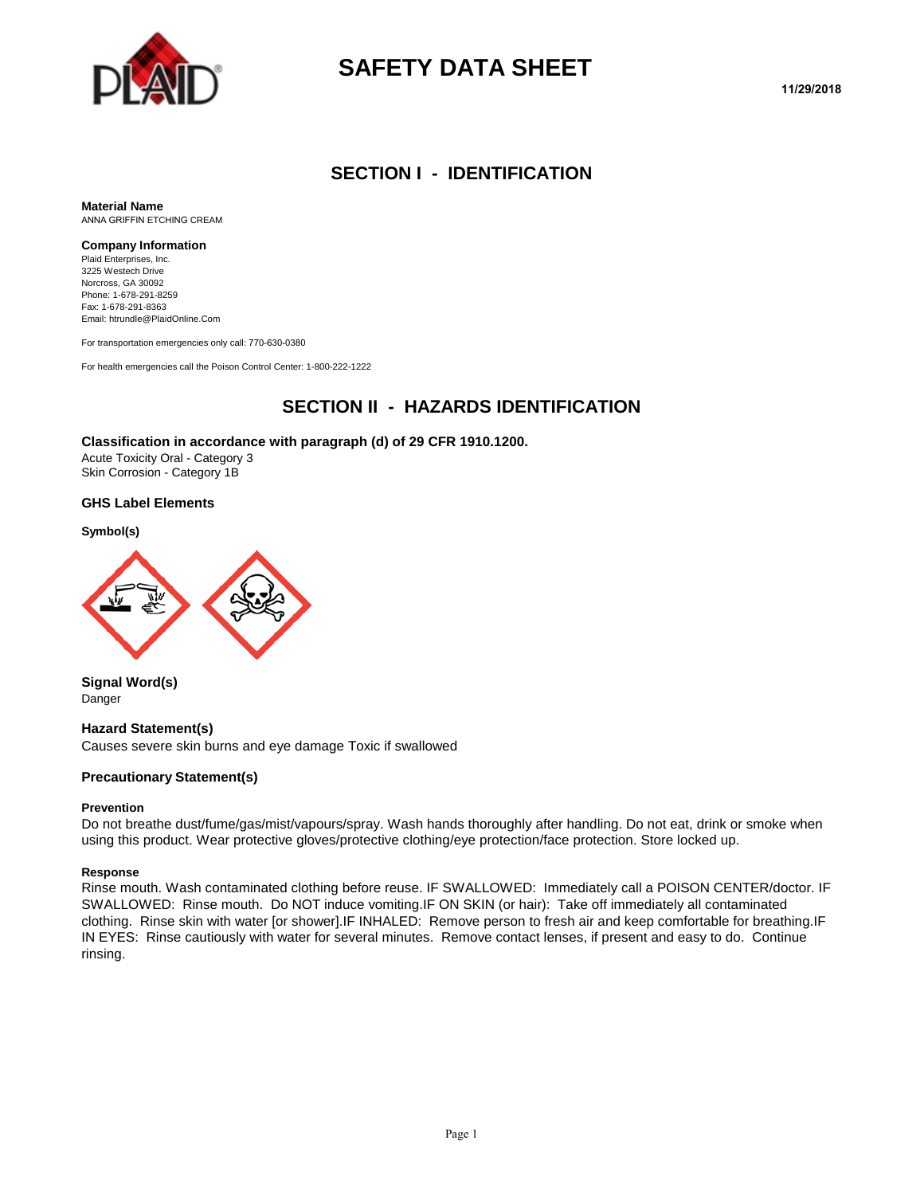# SAFETY DATA SHEET

11/29/2018

## SECTION I - IDENTIFICATION

**Material Name**
ANNA GRIFFIN ETCHING CREAM

**Company Information**
Plaid Enterprises, Inc.
3225 Westech Drive
Norcross, GA 30092
Phone: 1-678-291-8259
Fax: 1-678-291-8363
Email: htrundle@PlaidOnline.Com

For transportation emergencies only call: 770-630-0380

For health emergencies call the Poison Control Center: 1-800-222-1222

## SECTION II - HAZARDS IDENTIFICATION

### Classification in accordance with paragraph (d) of 29 CFR 1910.1200.

Acute Toxicity Oral - Category 3
Skin Corrosion - Category 1B

### GHS Label Elements

**Symbol(s)**

**Signal Word(s)**
Danger

**Hazard Statement(s)**
Causes severe skin burns and eye damage Toxic if swallowed

**Precautionary Statement(s)**

**Prevention**
Do not breathe dust/fume/gas/mist/vapours/spray. Wash hands thoroughly after handling. Do not eat, drink or smoke when using this product. Wear protective gloves/protective clothing/eye protection/face protection. Store locked up.

**Response**
Rinse mouth. Wash contaminated clothing before reuse. IF SWALLOWED: Immediately call a POISON CENTER/doctor. IF SWALLOWED: Rinse mouth. Do NOT induce vomiting.IF ON SKIN (or hair): Take off immediately all contaminated clothing. Rinse skin with water [or shower].IF INHALED: Remove person to fresh air and keep comfortable for breathing.IF IN EYES: Rinse cautiously with water for several minutes. Remove contact lenses, if present and easy to do. Continue rinsing.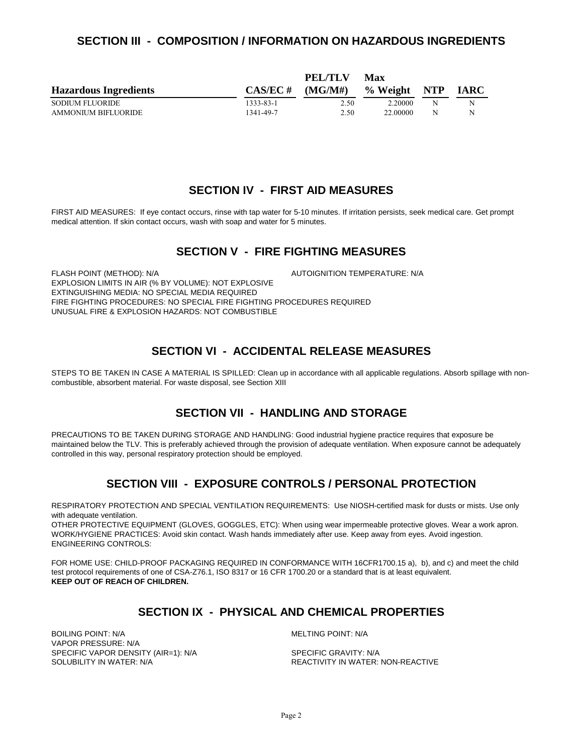## SECTION III - COMPOSITION / INFORMATION ON HAZARDOUS INGREDIENTS

| Hazardous Ingredients | CAS/EC # | PEL/TLV (MG/M#) | Max % Weight | NTP | IARC |
|---|---|---|---|---|---|
| SODIUM FLUORIDE | 1333-83-1 | 2.50 | 2.20000 | N | N |
| AMMONIUM BIFLUORIDE | 1341-49-7 | 2.50 | 22.00000 | N | N |

## SECTION IV - FIRST AID MEASURES

FIRST AID MEASURES: If eye contact occurs, rinse with tap water for 5-10 minutes. If irritation persists, seek medical care. Get prompt medical attention. If skin contact occurs, wash with soap and water for 5 minutes.

## SECTION V - FIRE FIGHTING MEASURES

FLASH POINT (METHOD): N/A

AUTOIGNITION TEMPERATURE: N/A

EXPLOSION LIMITS IN AIR (% BY VOLUME): NOT EXPLOSIVE

EXTINGUISHING MEDIA: NO SPECIAL MEDIA REQUIRED

FIRE FIGHTING PROCEDURES: NO SPECIAL FIRE FIGHTING PROCEDURES REQUIRED

UNUSUAL FIRE & EXPLOSION HAZARDS: NOT COMBUSTIBLE

## SECTION VI - ACCIDENTAL RELEASE MEASURES

STEPS TO BE TAKEN IN CASE A MATERIAL IS SPILLED: Clean up in accordance with all applicable regulations. Absorb spillage with non-combustible, absorbent material. For waste disposal, see Section XIII

## SECTION VII - HANDLING AND STORAGE

PRECAUTIONS TO BE TAKEN DURING STORAGE AND HANDLING: Good industrial hygiene practice requires that exposure be maintained below the TLV. This is preferably achieved through the provision of adequate ventilation. When exposure cannot be adequately controlled in this way, personal respiratory protection should be employed.

## SECTION VIII - EXPOSURE CONTROLS / PERSONAL PROTECTION

RESPIRATORY PROTECTION AND SPECIAL VENTILATION REQUIREMENTS: Use NIOSH-certified mask for dusts or mists. Use only with adequate ventilation.

OTHER PROTECTIVE EQUIPMENT (GLOVES, GOGGLES, ETC): When using wear impermeable protective gloves. Wear a work apron.

WORK/HYGIENE PRACTICES: Avoid skin contact. Wash hands immediately after use. Keep away from eyes. Avoid ingestion.

ENGINEERING CONTROLS:

FOR HOME USE: CHILD-PROOF PACKAGING REQUIRED IN CONFORMANCE WITH 16CFR1700.15 a), b), and c) and meet the child test protocol requirements of one of CSA-Z76.1, ISO 8317 or 16 CFR 1700.20 or a standard that is at least equivalent.

**KEEP OUT OF REACH OF CHILDREN.**

## SECTION IX - PHYSICAL AND CHEMICAL PROPERTIES

BOILING POINT: N/A

MELTING POINT: N/A

VAPOR PRESSURE: N/A

SPECIFIC VAPOR DENSITY (AIR=1): N/A

SPECIFIC GRAVITY: N/A

SOLUBILITY IN WATER: N/A

REACTIVITY IN WATER: NON-REACTIVE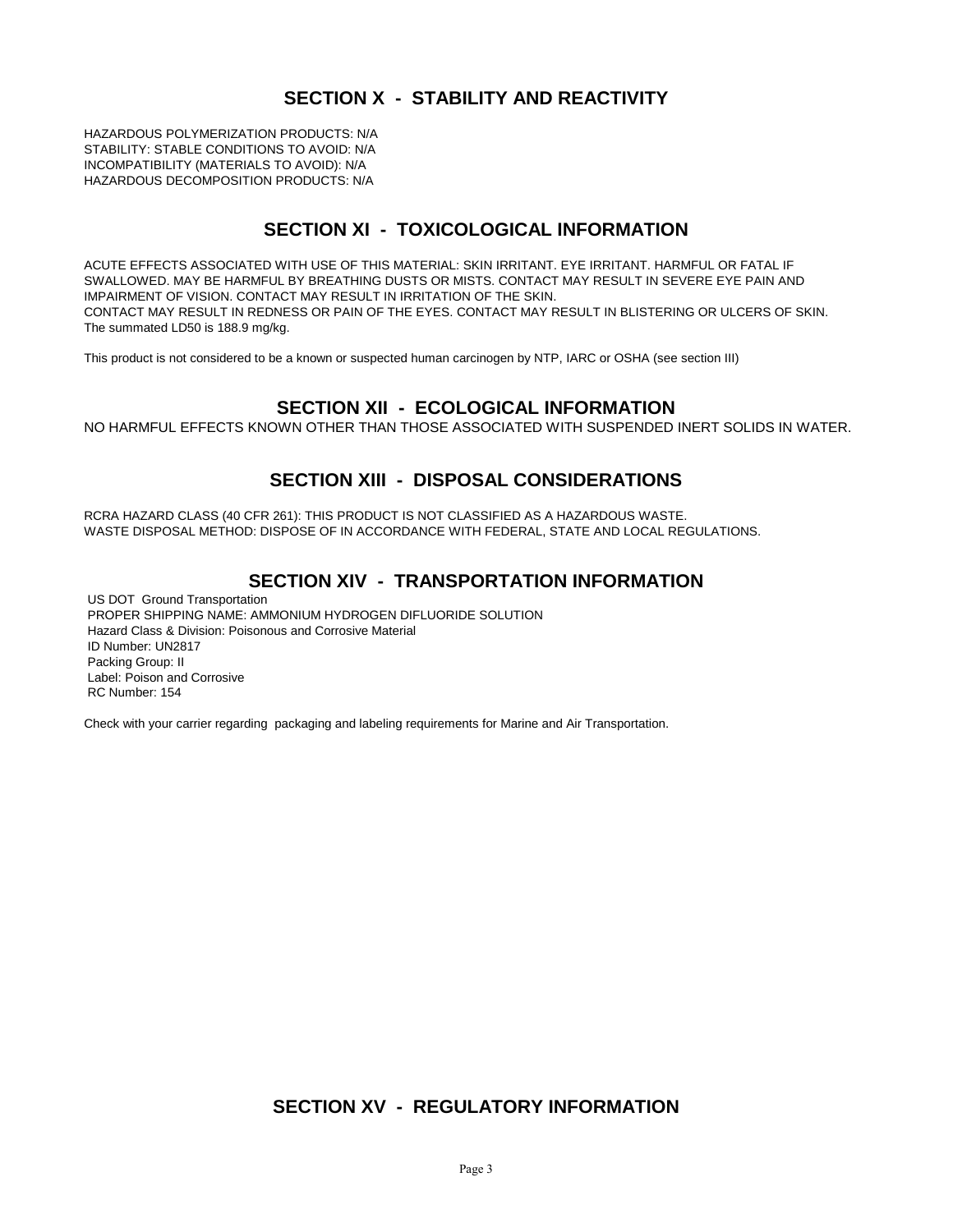## SECTION X - STABILITY AND REACTIVITY

HAZARDOUS POLYMERIZATION PRODUCTS: N/A
STABILITY: STABLE CONDITIONS TO AVOID: N/A
INCOMPATIBILITY (MATERIALS TO AVOID): N/A
HAZARDOUS DECOMPOSITION PRODUCTS: N/A

## SECTION XI - TOXICOLOGICAL INFORMATION

ACUTE EFFECTS ASSOCIATED WITH USE OF THIS MATERIAL: SKIN IRRITANT. EYE IRRITANT. HARMFUL OR FATAL IF SWALLOWED. MAY BE HARMFUL BY BREATHING DUSTS OR MISTS. CONTACT MAY RESULT IN SEVERE EYE PAIN AND IMPAIRMENT OF VISION. CONTACT MAY RESULT IN IRRITATION OF THE SKIN.
CONTACT MAY RESULT IN REDNESS OR PAIN OF THE EYES. CONTACT MAY RESULT IN BLISTERING OR ULCERS OF SKIN.
The summated LD50 is 188.9 mg/kg.

This product is not considered to be a known or suspected human carcinogen by NTP, IARC or OSHA (see section III)

## SECTION XII - ECOLOGICAL INFORMATION

NO HARMFUL EFFECTS KNOWN OTHER THAN THOSE ASSOCIATED WITH SUSPENDED INERT SOLIDS IN WATER.

## SECTION XIII - DISPOSAL CONSIDERATIONS

RCRA HAZARD CLASS (40 CFR 261): THIS PRODUCT IS NOT CLASSIFIED AS A HAZARDOUS WASTE.
WASTE DISPOSAL METHOD: DISPOSE OF IN ACCORDANCE WITH FEDERAL, STATE AND LOCAL REGULATIONS.

## SECTION XIV - TRANSPORTATION INFORMATION

US DOT Ground Transportation
PROPER SHIPPING NAME: AMMONIUM HYDROGEN DIFLUORIDE SOLUTION
Hazard Class & Division: Poisonous and Corrosive Material
ID Number: UN2817
Packing Group: II
Label: Poison and Corrosive
RC Number: 154

Check with your carrier regarding packaging and labeling requirements for Marine and Air Transportation.

## SECTION XV - REGULATORY INFORMATION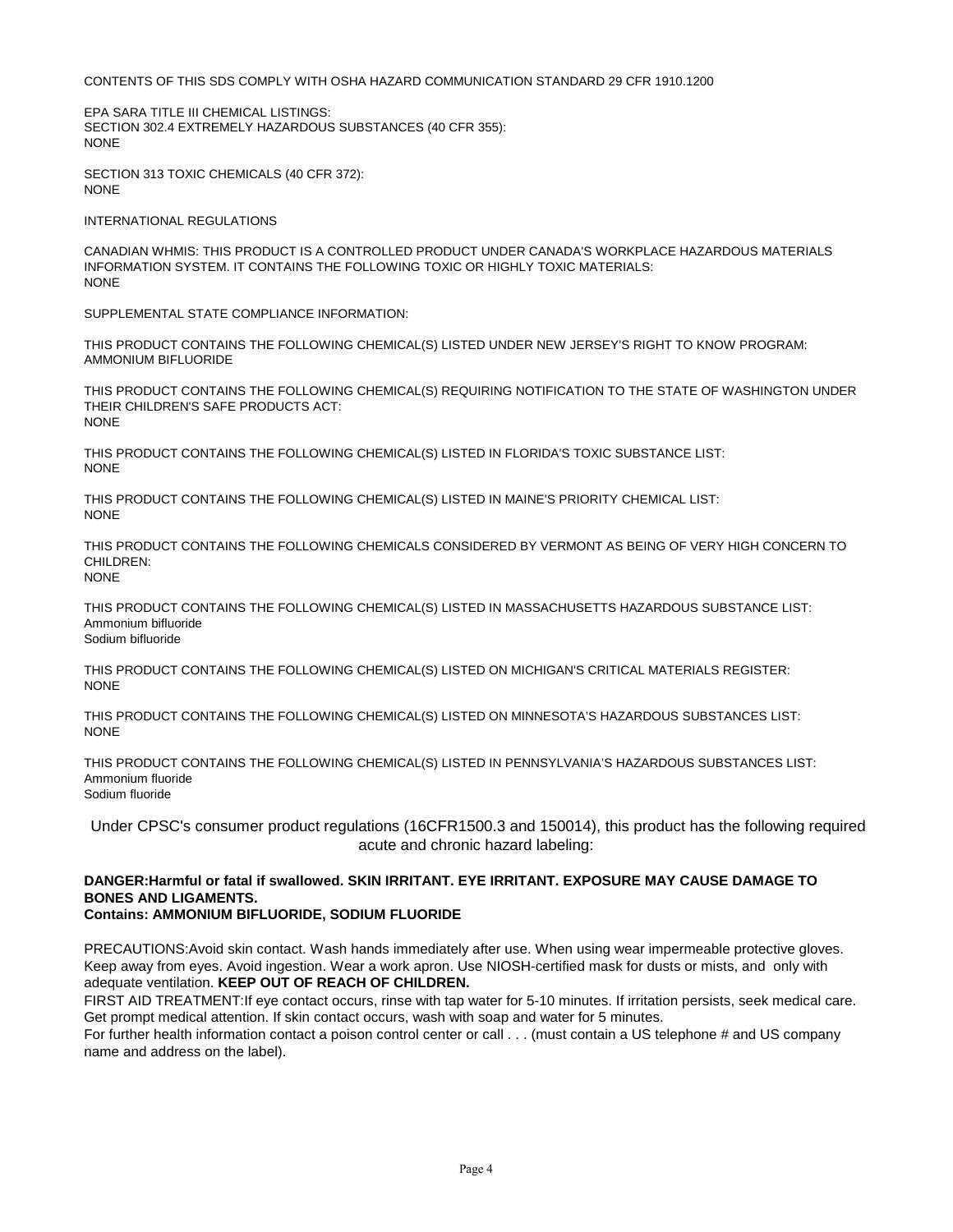CONTENTS OF THIS SDS COMPLY WITH OSHA HAZARD COMMUNICATION STANDARD 29 CFR 1910.1200

EPA SARA TITLE III CHEMICAL LISTINGS:
SECTION 302.4 EXTREMELY HAZARDOUS SUBSTANCES (40 CFR 355):
NONE

SECTION 313 TOXIC CHEMICALS (40 CFR 372):
NONE

INTERNATIONAL REGULATIONS

CANADIAN WHMIS: THIS PRODUCT IS A CONTROLLED PRODUCT UNDER CANADA'S WORKPLACE HAZARDOUS MATERIALS INFORMATION SYSTEM. IT CONTAINS THE FOLLOWING TOXIC OR HIGHLY TOXIC MATERIALS:
NONE

SUPPLEMENTAL STATE COMPLIANCE INFORMATION:

THIS PRODUCT CONTAINS THE FOLLOWING CHEMICAL(S) LISTED UNDER NEW JERSEY'S RIGHT TO KNOW PROGRAM:
AMMONIUM BIFLUORIDE

THIS PRODUCT CONTAINS THE FOLLOWING CHEMICAL(S) REQUIRING NOTIFICATION TO THE STATE OF WASHINGTON UNDER THEIR CHILDREN'S SAFE PRODUCTS ACT:
NONE

THIS PRODUCT CONTAINS THE FOLLOWING CHEMICAL(S) LISTED IN FLORIDA'S TOXIC SUBSTANCE LIST:
NONE

THIS PRODUCT CONTAINS THE FOLLOWING CHEMICAL(S) LISTED IN MAINE'S PRIORITY CHEMICAL LIST:
NONE

THIS PRODUCT CONTAINS THE FOLLOWING CHEMICALS CONSIDERED BY VERMONT AS BEING OF VERY HIGH CONCERN TO CHILDREN:
NONE

THIS PRODUCT CONTAINS THE FOLLOWING CHEMICAL(S) LISTED IN MASSACHUSETTS HAZARDOUS SUBSTANCE LIST:
Ammonium bifluoride
Sodium bifluoride

THIS PRODUCT CONTAINS THE FOLLOWING CHEMICAL(S) LISTED ON MICHIGAN'S CRITICAL MATERIALS REGISTER:
NONE

THIS PRODUCT CONTAINS THE FOLLOWING CHEMICAL(S) LISTED ON MINNESOTA'S HAZARDOUS SUBSTANCES LIST:
NONE

THIS PRODUCT CONTAINS THE FOLLOWING CHEMICAL(S) LISTED IN PENNSYLVANIA'S HAZARDOUS SUBSTANCES LIST:
Ammonium fluoride
Sodium fluoride

Under CPSC's consumer product regulations (16CFR1500.3 and 150014), this product has the following required acute and chronic hazard labeling:

**DANGER:Harmful or fatal if swallowed. SKIN IRRITANT. EYE IRRITANT. EXPOSURE MAY CAUSE DAMAGE TO BONES AND LIGAMENTS.**
**Contains: AMMONIUM BIFLUORIDE, SODIUM FLUORIDE**

PRECAUTIONS:Avoid skin contact. Wash hands immediately after use. When using wear impermeable protective gloves. Keep away from eyes. Avoid ingestion. Wear a work apron. Use NIOSH-certified mask for dusts or mists, and only with adequate ventilation. **KEEP OUT OF REACH OF CHILDREN.**
FIRST AID TREATMENT:If eye contact occurs, rinse with tap water for 5-10 minutes. If irritation persists, seek medical care. Get prompt medical attention. If skin contact occurs, wash with soap and water for 5 minutes.
For further health information contact a poison control center or call . . . (must contain a US telephone # and US company name and address on the label).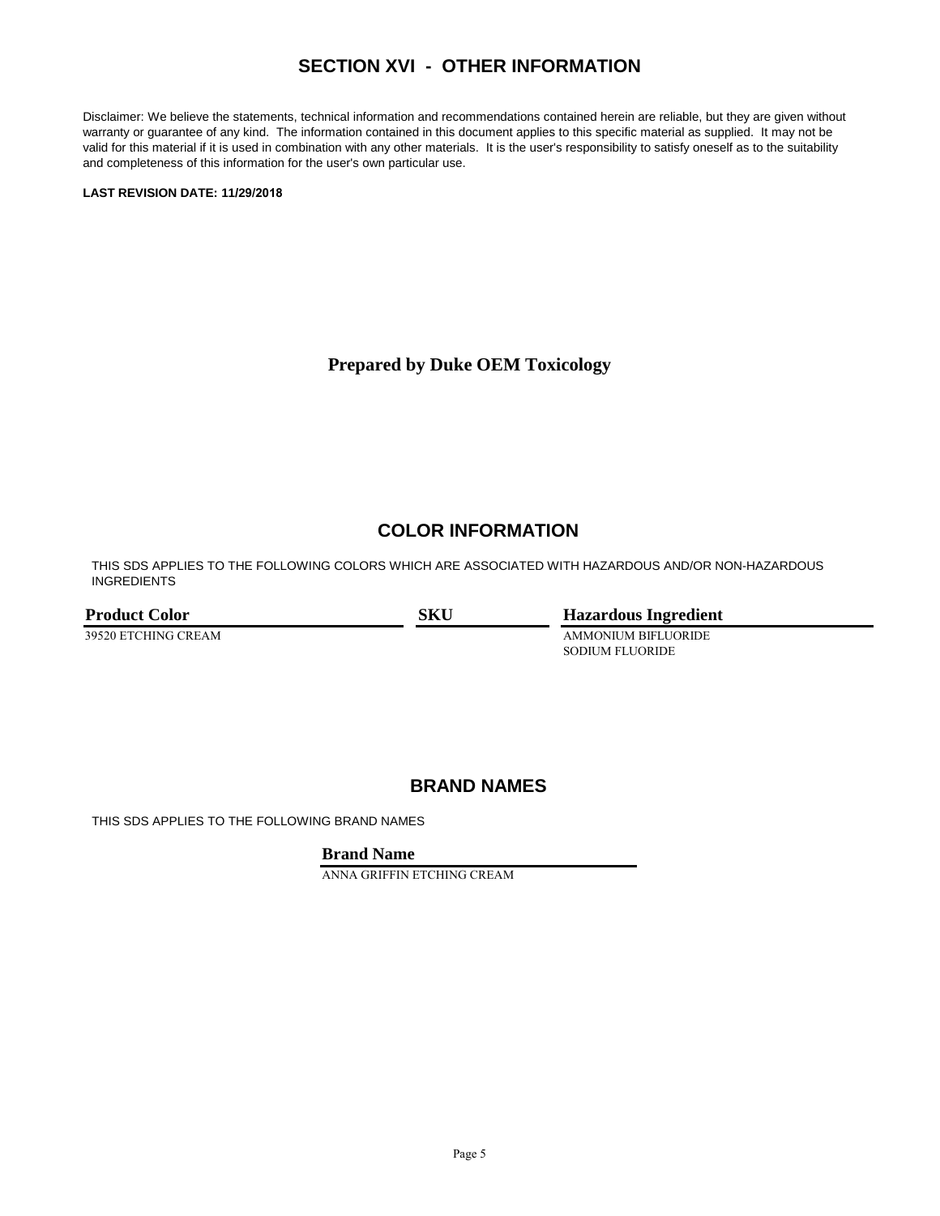## SECTION XVI - OTHER INFORMATION

Disclaimer: We believe the statements, technical information and recommendations contained herein are reliable, but they are given without warranty or guarantee of any kind. The information contained in this document applies to this specific material as supplied. It may not be valid for this material if it is used in combination with any other materials. It is the user's responsibility to satisfy oneself as to the suitability and completeness of this information for the user's own particular use.

**LAST REVISION DATE: 11/29/2018**

**Prepared by Duke OEM Toxicology**

## COLOR INFORMATION

THIS SDS APPLIES TO THE FOLLOWING COLORS WHICH ARE ASSOCIATED WITH HAZARDOUS AND/OR NON-HAZARDOUS INGREDIENTS

| Product Color | SKU | Hazardous Ingredient |
|---|---|---|
| 39520 ETCHING CREAM | | AMMONIUM BIFLUORIDE<br>SODIUM FLUORIDE |

## BRAND NAMES

THIS SDS APPLIES TO THE FOLLOWING BRAND NAMES

| Brand Name |
|---|
| ANNA GRIFFIN ETCHING CREAM |